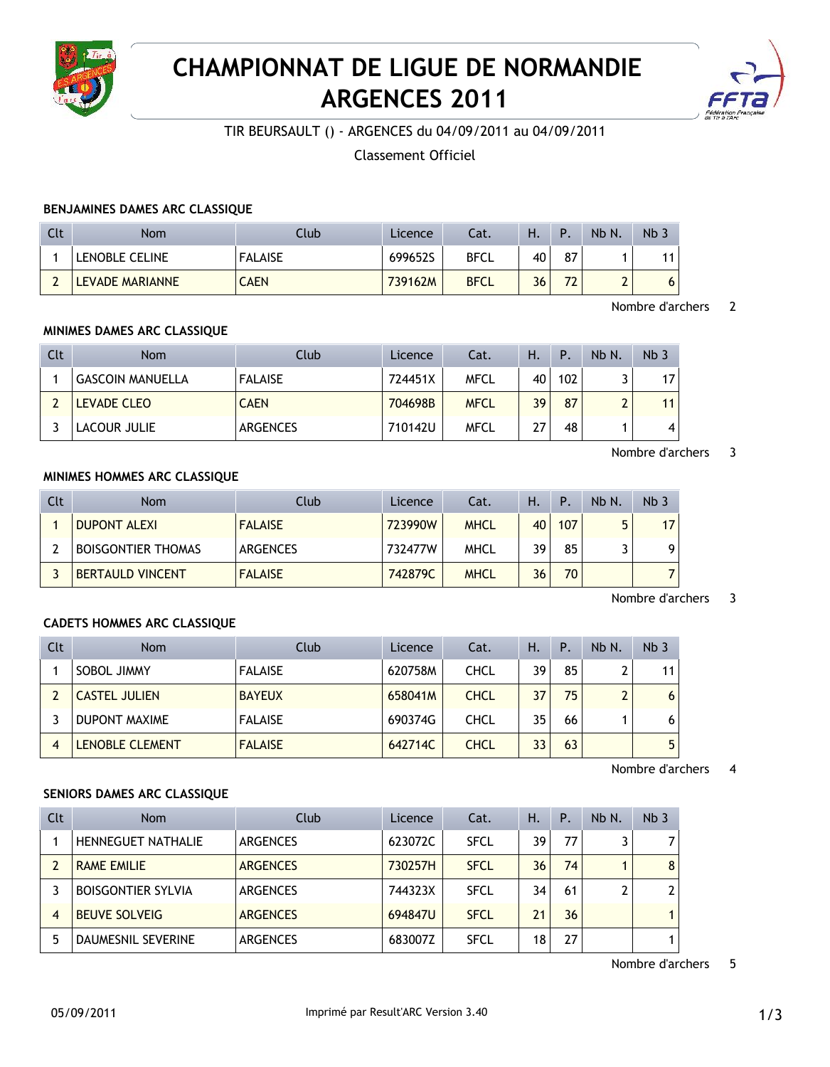# CHAMPIONNAT DE LIGUE DE NORMANDIE ARGENCES 2011

TIR BEURSAULT () - ARGENCES du 04/09/2011 au 04/09/2011

Classement Officiel

### BENJAMINES DAMES ARC CLASSIQUE

| Clt | Nom | Club | Licence | Cat. | H. | P. | Nb N. | Nb 3 |
|---|---|---|---|---|---|---|---|---|
| 1 | LENOBLE CELINE | FALAISE | 699652S | BFCL | 40 | 87 | 1 | 11 |
| 2 | LEVADE MARIANNE | CAEN | 739162M | BFCL | 36 | 72 | 2 | 6 |

Nombre d'archers 2

### MINIMES DAMES ARC CLASSIQUE

| Clt | Nom | Club | Licence | Cat. | H. | P. | Nb N. | Nb 3 |
|---|---|---|---|---|---|---|---|---|
| 1 | GASCOIN MANUELLA | FALAISE | 724451X | MFCL | 40 | 102 | 3 | 17 |
| 2 | LEVADE CLEO | CAEN | 704698B | MFCL | 39 | 87 | 2 | 11 |
| 3 | LACOUR JULIE | ARGENCES | 710142U | MFCL | 27 | 48 | 1 | 4 |

Nombre d'archers 3

### MINIMES HOMMES ARC CLASSIQUE

| Clt | Nom | Club | Licence | Cat. | H. | P. | Nb N. | Nb 3 |
|---|---|---|---|---|---|---|---|---|
| 1 | DUPONT ALEXI | FALAISE | 723990W | MHCL | 40 | 107 | 5 | 17 |
| 2 | BOISGONTIER THOMAS | ARGENCES | 732477W | MHCL | 39 | 85 | 3 | 9 |
| 3 | BERTAULD VINCENT | FALAISE | 742879C | MHCL | 36 | 70 | | 7 |

Nombre d'archers 3

### CADETS HOMMES ARC CLASSIQUE

| Clt | Nom | Club | Licence | Cat. | H. | P. | Nb N. | Nb 3 |
|---|---|---|---|---|---|---|---|---|
| 1 | SOBOL JIMMY | FALAISE | 620758M | CHCL | 39 | 85 | 2 | 11 |
| 2 | CASTEL JULIEN | BAYEUX | 658041M | CHCL | 37 | 75 | 2 | 6 |
| 3 | DUPONT MAXIME | FALAISE | 690374G | CHCL | 35 | 66 | 1 | 6 |
| 4 | LENOBLE CLEMENT | FALAISE | 642714C | CHCL | 33 | 63 | | 5 |

Nombre d'archers 4

### SENIORS DAMES ARC CLASSIQUE

| Clt | Nom | Club | Licence | Cat. | H. | P. | Nb N. | Nb 3 |
|---|---|---|---|---|---|---|---|---|
| 1 | HENNEGUET NATHALIE | ARGENCES | 623072C | SFCL | 39 | 77 | 3 | 7 |
| 2 | RAME EMILIE | ARGENCES | 730257H | SFCL | 36 | 74 | 1 | 8 |
| 3 | BOISGONTIER SYLVIA | ARGENCES | 744323X | SFCL | 34 | 61 | 2 | 2 |
| 4 | BEUVE SOLVEIG | ARGENCES | 694847U | SFCL | 21 | 36 | | 1 |
| 5 | DAUMESNIL SEVERINE | ARGENCES | 683007Z | SFCL | 18 | 27 | | 1 |

Nombre d'archers 5

05/09/2011 Imprimé par Result'ARC Version 3.40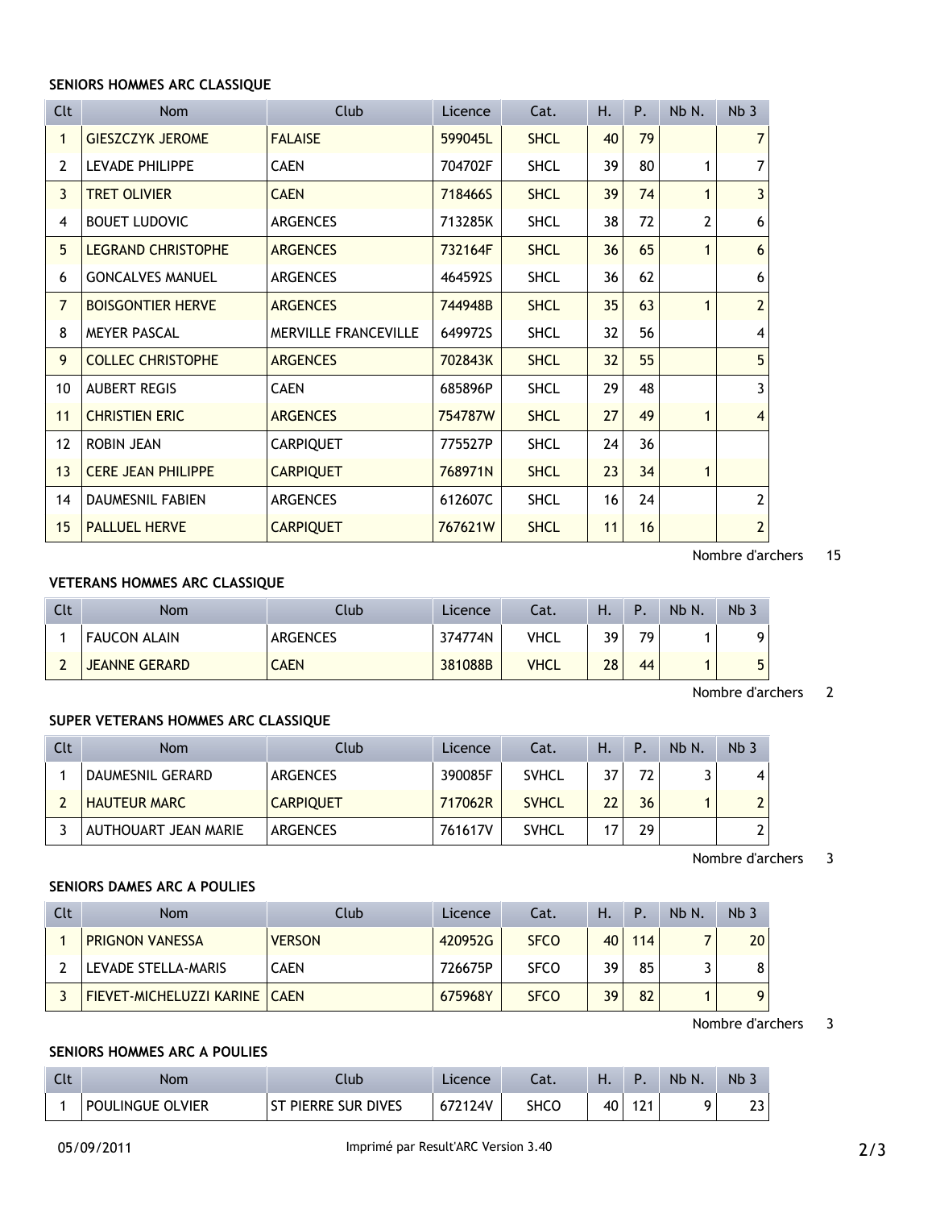### SENIORS HOMMES ARC CLASSIQUE

| Clt | Nom | Club | Licence | Cat. | H. | P. | Nb N. | Nb 3 |
|---|---|---|---|---|---|---|---|---|
| 1 | GIESZCZYK JEROME | FALAISE | 599045L | SHCL | 40 | 79 | | 7 |
| 2 | LEVADE PHILIPPE | CAEN | 704702F | SHCL | 39 | 80 | 1 | 7 |
| 3 | TRET OLIVIER | CAEN | 718466S | SHCL | 39 | 74 | 1 | 3 |
| 4 | BOUET LUDOVIC | ARGENCES | 713285K | SHCL | 38 | 72 | 2 | 6 |
| 5 | LEGRAND CHRISTOPHE | ARGENCES | 732164F | SHCL | 36 | 65 | 1 | 6 |
| 6 | GONCALVES MANUEL | ARGENCES | 464592S | SHCL | 36 | 62 | | 6 |
| 7 | BOISGONTIER HERVE | ARGENCES | 744948B | SHCL | 35 | 63 | 1 | 2 |
| 8 | MEYER PASCAL | MERVILLE FRANCEVILLE | 649972S | SHCL | 32 | 56 | | 4 |
| 9 | COLLEC CHRISTOPHE | ARGENCES | 702843K | SHCL | 32 | 55 | | 5 |
| 10 | AUBERT REGIS | CAEN | 685896P | SHCL | 29 | 48 | | 3 |
| 11 | CHRISTIEN ERIC | ARGENCES | 754787W | SHCL | 27 | 49 | 1 | 4 |
| 12 | ROBIN JEAN | CARPIQUET | 775527P | SHCL | 24 | 36 | | |
| 13 | CERE JEAN PHILIPPE | CARPIQUET | 768971N | SHCL | 23 | 34 | 1 | |
| 14 | DAUMESNIL FABIEN | ARGENCES | 612607C | SHCL | 16 | 24 | | 2 |
| 15 | PALLUEL HERVE | CARPIQUET | 767621W | SHCL | 11 | 16 | | 2 |

Nombre d'archers 15

### VETERANS HOMMES ARC CLASSIQUE

| Clt | Nom | Club | Licence | Cat. | H. | P. | Nb N. | Nb 3 |
|---|---|---|---|---|---|---|---|---|
| 1 | FAUCON ALAIN | ARGENCES | 374774N | VHCL | 39 | 79 | 1 | 9 |
| 2 | JEANNE GERARD | CAEN | 381088B | VHCL | 28 | 44 | 1 | 5 |

Nombre d'archers 2

### SUPER VETERANS HOMMES ARC CLASSIQUE

| Clt | Nom | Club | Licence | Cat. | H. | P. | Nb N. | Nb 3 |
|---|---|---|---|---|---|---|---|---|
| 1 | DAUMESNIL GERARD | ARGENCES | 390085F | SVHCL | 37 | 72 | 3 | 4 |
| 2 | HAUTEUR MARC | CARPIQUET | 717062R | SVHCL | 22 | 36 | 1 | 2 |
| 3 | AUTHOUART JEAN MARIE | ARGENCES | 761617V | SVHCL | 17 | 29 | | 2 |

Nombre d'archers 3

### SENIORS DAMES ARC A POULIES

| Clt | Nom | Club | Licence | Cat. | H. | P. | Nb N. | Nb 3 |
|---|---|---|---|---|---|---|---|---|
| 1 | PRIGNON VANESSA | VERSON | 420952G | SFCO | 40 | 114 | 7 | 20 |
| 2 | LEVADE STELLA-MARIS | CAEN | 726675P | SFCO | 39 | 85 | 3 | 8 |
| 3 | FIEVET-MICHELUZZI KARINE | CAEN | 675968Y | SFCO | 39 | 82 | 1 | 9 |

Nombre d'archers 3

### SENIORS HOMMES ARC A POULIES

| Clt | Nom | Club | Licence | Cat. | H. | P. | Nb N. | Nb 3 |
|---|---|---|---|---|---|---|---|---|
| 1 | POULINGUE OLVIER | ST PIERRE SUR DIVES | 672124V | SHCO | 40 | 121 | 9 | 23 |

05/09/2011 Imprimé par Result'ARC Version 3.40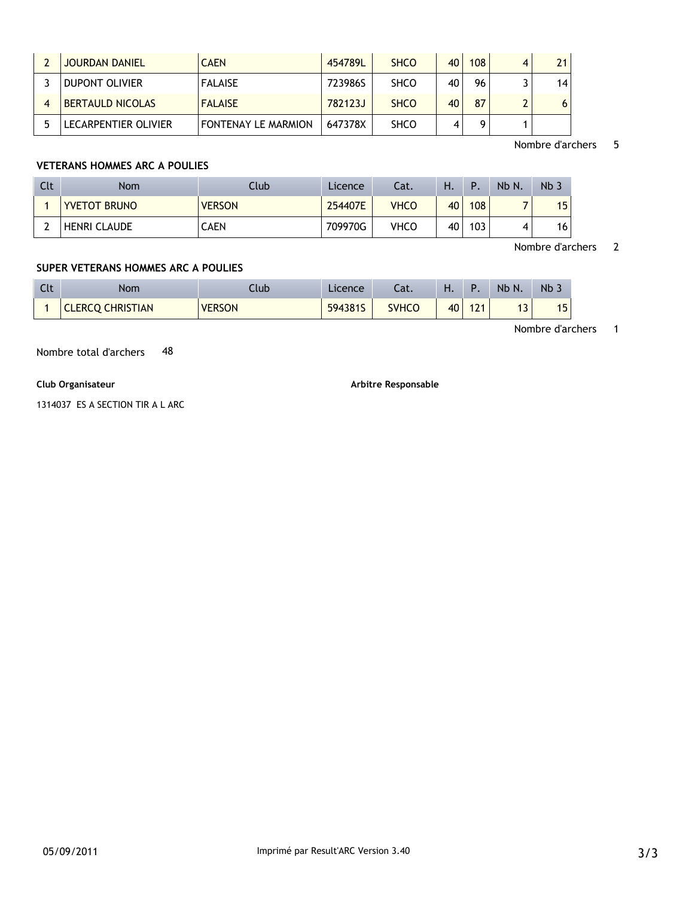| | | | | | | | | |
|---|---|---|---|---|---|---|---|---|
| 2 | JOURDAN DANIEL | CAEN | 454789L | SHCO | 40 | 108 | 4 | 21 |
| 3 | DUPONT OLIVIER | FALAISE | 723986S | SHCO | 40 | 96 | 3 | 14 |
| 4 | BERTAULD NICOLAS | FALAISE | 782123J | SHCO | 40 | 87 | 2 | 6 |
| 5 | LECARPENTIER OLIVIER | FONTENAY LE MARMION | 647378X | SHCO | 4 | 9 | 1 | |

Nombre d'archers 5

**VETERANS HOMMES ARC A POULIES**

| Clt | Nom | Club | Licence | Cat. | H. | P. | Nb N. | Nb 3 |
|---|---|---|---|---|---|---|---|---|
| 1 | YVETOT BRUNO | VERSON | 254407E | VHCO | 40 | 108 | 7 | 15 |
| 2 | HENRI CLAUDE | CAEN | 709970G | VHCO | 40 | 103 | 4 | 16 |

Nombre d'archers 2

**SUPER VETERANS HOMMES ARC A POULIES**

| Clt | Nom | Club | Licence | Cat. | H. | P. | Nb N. | Nb 3 |
|---|---|---|---|---|---|---|---|---|
| 1 | CLERCQ CHRISTIAN | VERSON | 594381S | SVHCO | 40 | 121 | 13 | 15 |

Nombre d'archers 1

Nombre total d'archers 48

**Club Organisateur**

1314037 ES A SECTION TIR A L ARC

**Arbitre Responsable**

05/09/2011

Imprimé par Result'ARC Version 3.40